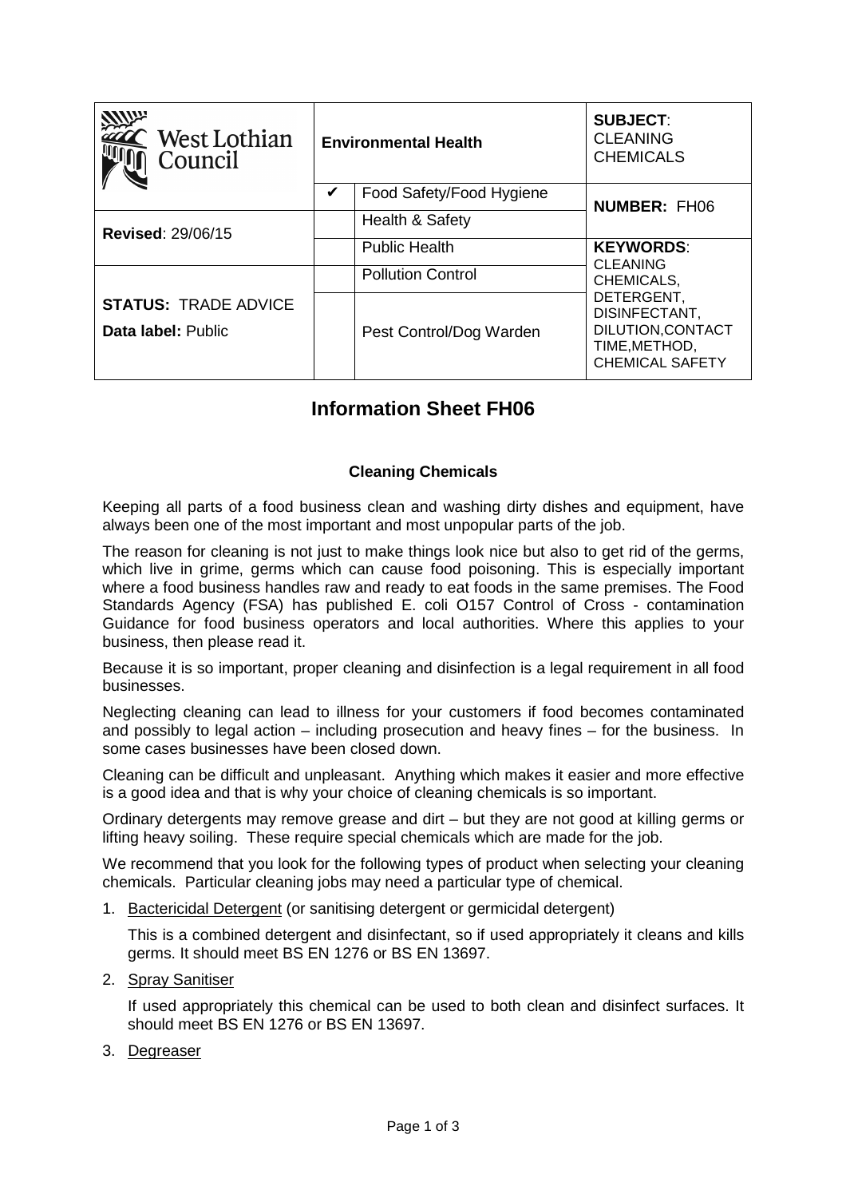| West Lothian Council | Environmental Health | | SUBJECT: CLEANING CHEMICALS |
|---|---|---|---|
| | ✔ | Food Safety/Food Hygiene | NUMBER: FH06 |
| Revised: 29/06/15 | | Health & Safety | |
| | | Public Health | KEYWORDS: CLEANING CHEMICALS, DETERGENT, DISINFECTANT, DILUTION,CONTACT TIME,METHOD, CHEMICAL SAFETY |
| STATUS: TRADE ADVICE<br>Data label: Public | | Pollution Control | |
| | | Pest Control/Dog Warden | |

# Information Sheet FH06

### Cleaning Chemicals

Keeping all parts of a food business clean and washing dirty dishes and equipment, have always been one of the most important and most unpopular parts of the job.

The reason for cleaning is not just to make things look nice but also to get rid of the germs, which live in grime, germs which can cause food poisoning. This is especially important where a food business handles raw and ready to eat foods in the same premises. The Food Standards Agency (FSA) has published E. coli O157 Control of Cross - contamination Guidance for food business operators and local authorities. Where this applies to your business, then please read it.

Because it is so important, proper cleaning and disinfection is a legal requirement in all food businesses.

Neglecting cleaning can lead to illness for your customers if food becomes contaminated and possibly to legal action – including prosecution and heavy fines – for the business. In some cases businesses have been closed down.

Cleaning can be difficult and unpleasant. Anything which makes it easier and more effective is a good idea and that is why your choice of cleaning chemicals is so important.

Ordinary detergents may remove grease and dirt – but they are not good at killing germs or lifting heavy soiling. These require special chemicals which are made for the job.

We recommend that you look for the following types of product when selecting your cleaning chemicals. Particular cleaning jobs may need a particular type of chemical.

1. Bactericidal Detergent (or sanitising detergent or germicidal detergent)

   This is a combined detergent and disinfectant, so if used appropriately it cleans and kills germs. It should meet BS EN 1276 or BS EN 13697.

2. Spray Sanitiser

   If used appropriately this chemical can be used to both clean and disinfect surfaces. It should meet BS EN 1276 or BS EN 13697.

3. Degreaser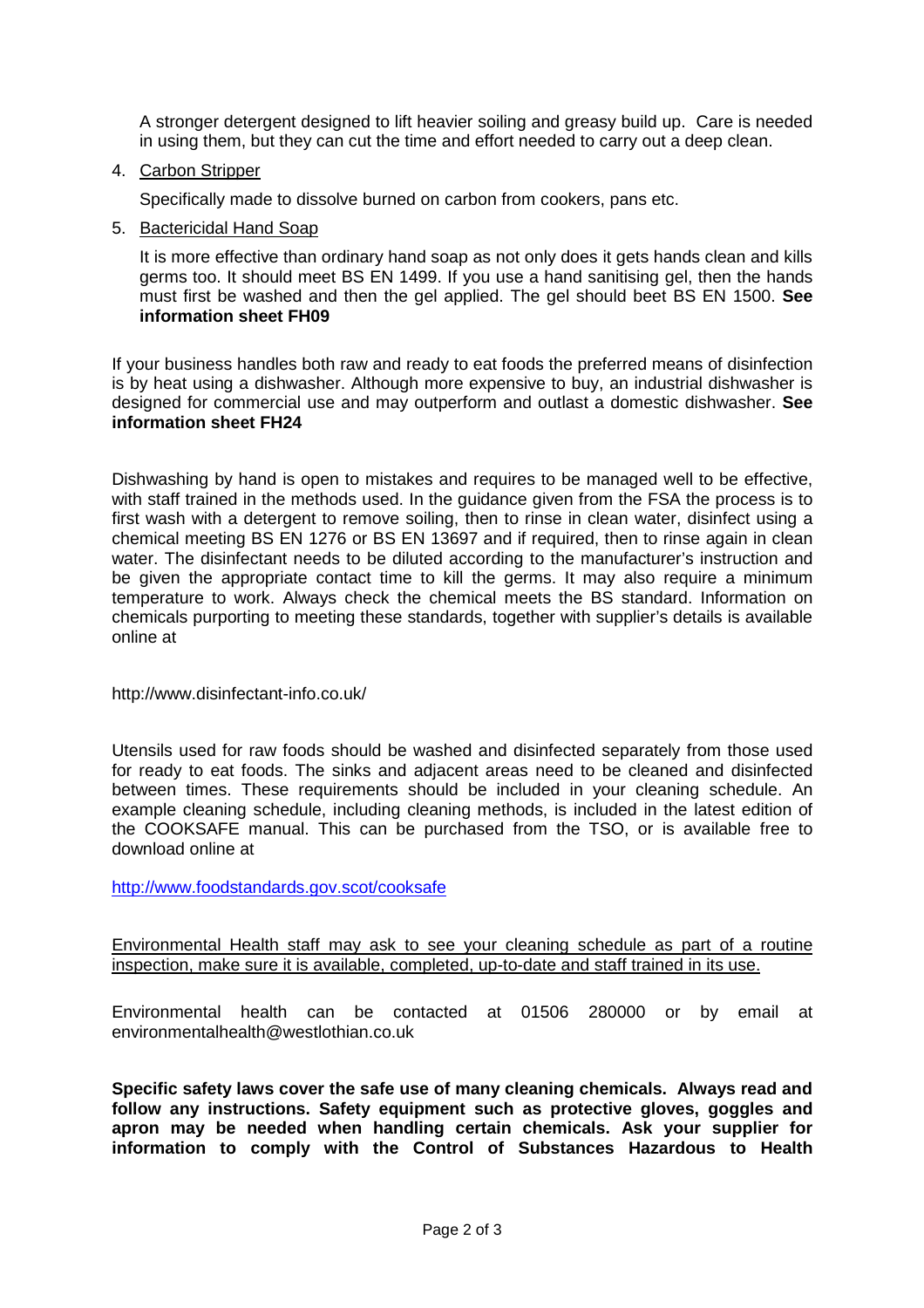A stronger detergent designed to lift heavier soiling and greasy build up. Care is needed in using them, but they can cut the time and effort needed to carry out a deep clean.

4. Carbon Stripper

   Specifically made to dissolve burned on carbon from cookers, pans etc.

5. Bactericidal Hand Soap

   It is more effective than ordinary hand soap as not only does it gets hands clean and kills germs too. It should meet BS EN 1499. If you use a hand sanitising gel, then the hands must first be washed and then the gel applied. The gel should beet BS EN 1500. **See information sheet FH09**

If your business handles both raw and ready to eat foods the preferred means of disinfection is by heat using a dishwasher. Although more expensive to buy, an industrial dishwasher is designed for commercial use and may outperform and outlast a domestic dishwasher. **See information sheet FH24**

Dishwashing by hand is open to mistakes and requires to be managed well to be effective, with staff trained in the methods used. In the guidance given from the FSA the process is to first wash with a detergent to remove soiling, then to rinse in clean water, disinfect using a chemical meeting BS EN 1276 or BS EN 13697 and if required, then to rinse again in clean water. The disinfectant needs to be diluted according to the manufacturer's instruction and be given the appropriate contact time to kill the germs. It may also require a minimum temperature to work. Always check the chemical meets the BS standard. Information on chemicals purporting to meeting these standards, together with supplier's details is available online at

http://www.disinfectant-info.co.uk/

Utensils used for raw foods should be washed and disinfected separately from those used for ready to eat foods. The sinks and adjacent areas need to be cleaned and disinfected between times. These requirements should be included in your cleaning schedule. An example cleaning schedule, including cleaning methods, is included in the latest edition of the COOKSAFE manual. This can be purchased from the TSO, or is available free to download online at

http://www.foodstandards.gov.scot/cooksafe

Environmental Health staff may ask to see your cleaning schedule as part of a routine inspection, make sure it is available, completed, up-to-date and staff trained in its use.

Environmental health can be contacted at 01506 280000 or by email at environmentalhealth@westlothian.co.uk

**Specific safety laws cover the safe use of many cleaning chemicals. Always read and follow any instructions. Safety equipment such as protective gloves, goggles and apron may be needed when handling certain chemicals. Ask your supplier for information to comply with the Control of Substances Hazardous to Health**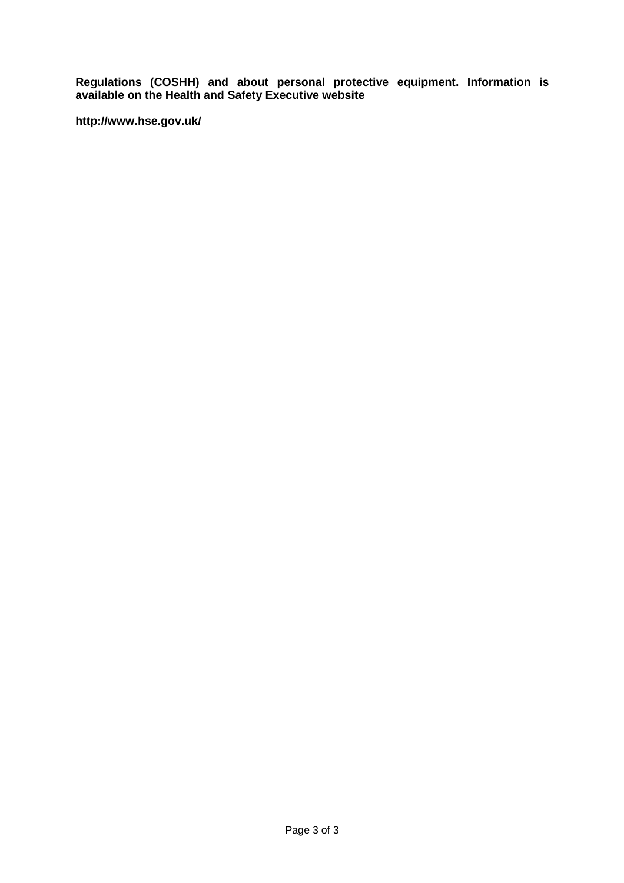**Regulations (COSHH) and about personal protective equipment. Information is available on the Health and Safety Executive website**

**http://www.hse.gov.uk/**